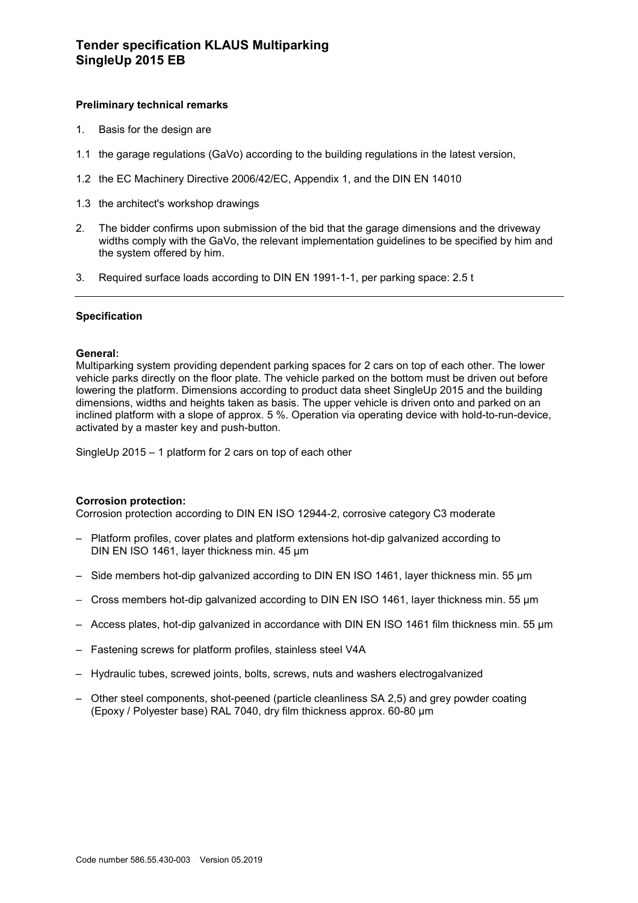# Tender specification KLAUS Multiparking SingleUp 2015 EB

### Preliminary technical remarks

1. Basis for the design are

1.1 the garage regulations (GaVo) according to the building regulations in the latest version,

1.2 the EC Machinery Directive 2006/42/EC, Appendix 1, and the DIN EN 14010

1.3 the architect's workshop drawings

2. The bidder confirms upon submission of the bid that the garage dimensions and the driveway widths comply with the GaVo, the relevant implementation guidelines to be specified by him and the system offered by him.

3. Required surface loads according to DIN EN 1991-1-1, per parking space: 2.5 t

---

### Specification

**General:**
Multiparking system providing dependent parking spaces for 2 cars on top of each other. The lower vehicle parks directly on the floor plate. The vehicle parked on the bottom must be driven out before lowering the platform. Dimensions according to product data sheet SingleUp 2015 and the building dimensions, widths and heights taken as basis. The upper vehicle is driven onto and parked on an inclined platform with a slope of approx. 5 %. Operation via operating device with hold-to-run-device, activated by a master key and push-button.

SingleUp 2015 – 1 platform for 2 cars on top of each other

**Corrosion protection:**
Corrosion protection according to DIN EN ISO 12944-2, corrosive category C3 moderate

- Platform profiles, cover plates and platform extensions hot-dip galvanized according to DIN EN ISO 1461, layer thickness min. 45 µm
- Side members hot-dip galvanized according to DIN EN ISO 1461, layer thickness min. 55 µm
- Cross members hot-dip galvanized according to DIN EN ISO 1461, layer thickness min. 55 µm
- Access plates, hot-dip galvanized in accordance with DIN EN ISO 1461 film thickness min. 55 µm
- Fastening screws for platform profiles, stainless steel V4A
- Hydraulic tubes, screwed joints, bolts, screws, nuts and washers electrogalvanized
- Other steel components, shot-peened (particle cleanliness SA 2,5) and grey powder coating (Epoxy / Polyester base) RAL 7040, dry film thickness approx. 60-80 µm

Code number 586.55.430-003 Version 05.2019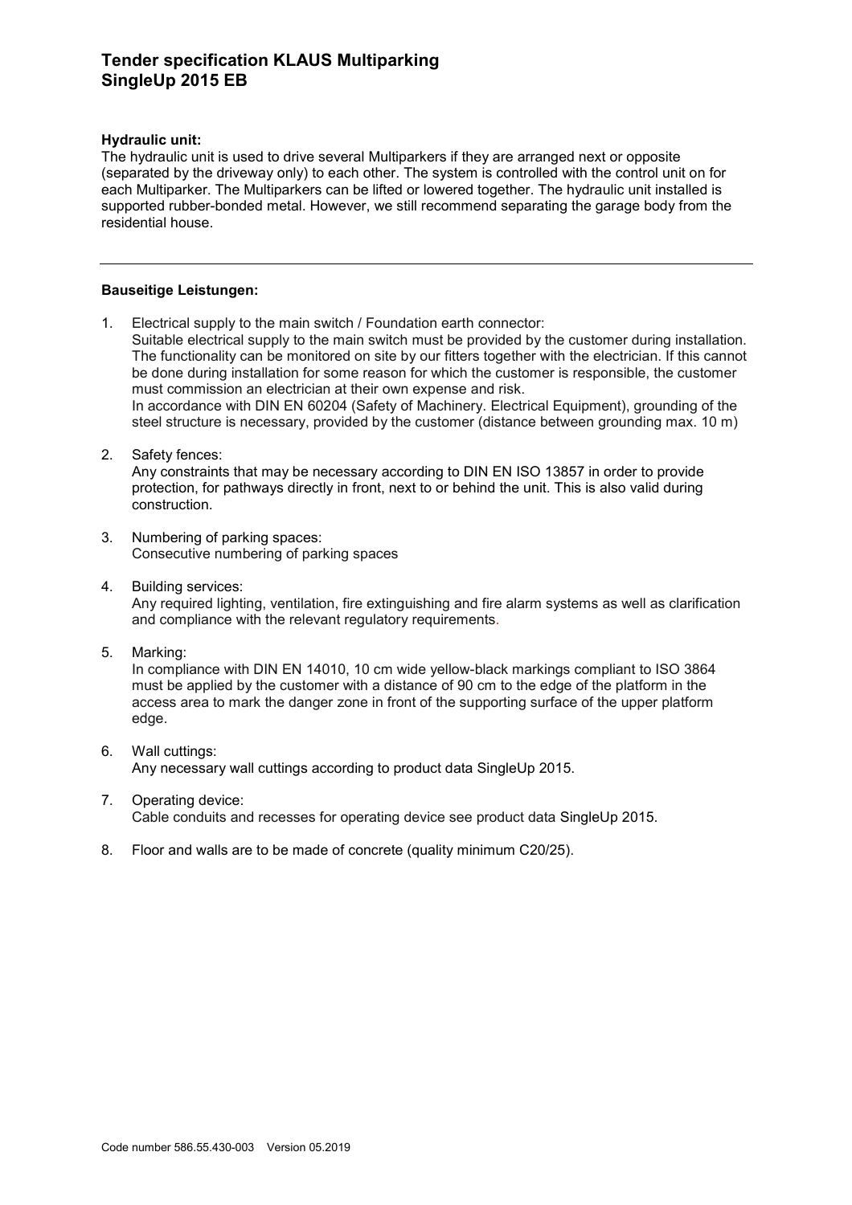**Hydraulic unit:**
The hydraulic unit is used to drive several Multiparkers if they are arranged next or opposite (separated by the driveway only) to each other. The system is controlled with the control unit on for each Multiparker. The Multiparkers can be lifted or lowered together. The hydraulic unit installed is supported rubber-bonded metal. However, we still recommend separating the garage body from the residential house.

---

**Bauseitige Leistungen:**

1. Electrical supply to the main switch / Foundation earth connector:
   Suitable electrical supply to the main switch must be provided by the customer during installation. The functionality can be monitored on site by our fitters together with the electrician. If this cannot be done during installation for some reason for which the customer is responsible, the customer must commission an electrician at their own expense and risk.
   In accordance with DIN EN 60204 (Safety of Machinery. Electrical Equipment), grounding of the steel structure is necessary, provided by the customer (distance between grounding max. 10 m)

2. Safety fences:
   Any constraints that may be necessary according to DIN EN ISO 13857 in order to provide protection, for pathways directly in front, next to or behind the unit. This is also valid during construction.

3. Numbering of parking spaces:
   Consecutive numbering of parking spaces

4. Building services:
   Any required lighting, ventilation, fire extinguishing and fire alarm systems as well as clarification and compliance with the relevant regulatory requirements.

5. Marking:
   In compliance with DIN EN 14010, 10 cm wide yellow-black markings compliant to ISO 3864 must be applied by the customer with a distance of 90 cm to the edge of the platform in the access area to mark the danger zone in front of the supporting surface of the upper platform edge.

6. Wall cuttings:
   Any necessary wall cuttings according to product data SingleUp 2015.

7. Operating device:
   Cable conduits and recesses for operating device see product data SingleUp 2015.

8. Floor and walls are to be made of concrete (quality minimum C20/25).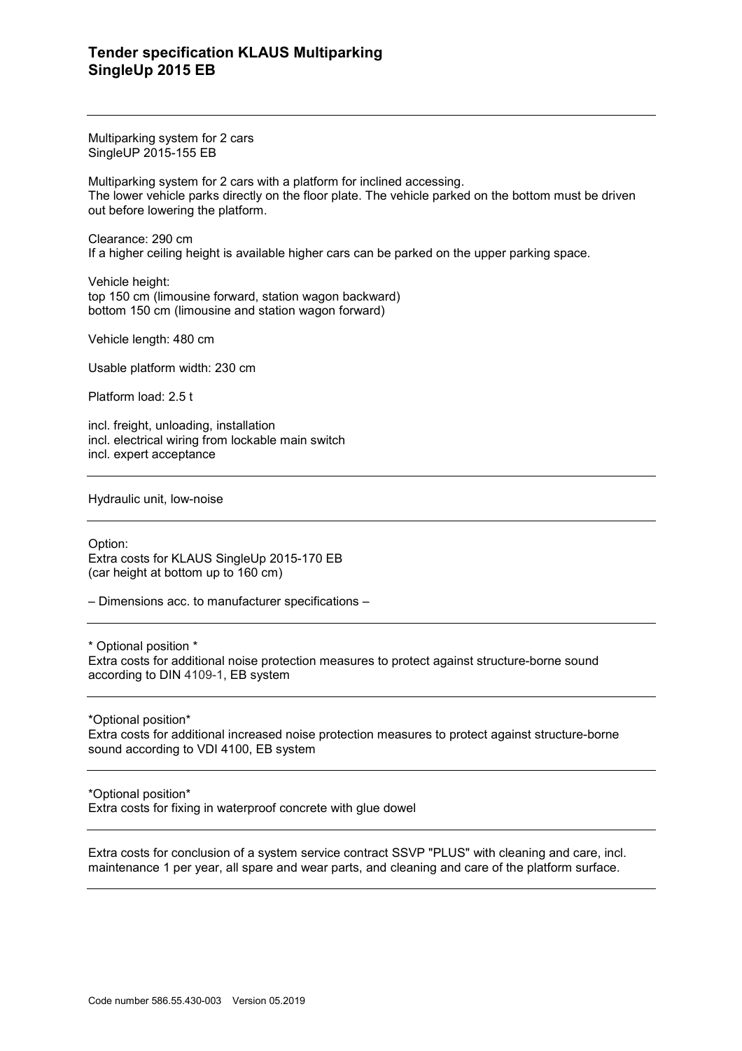# Tender specification KLAUS Multiparking SingleUp 2015 EB

---

Multiparking system for 2 cars
SingleUP 2015-155 EB

Multiparking system for 2 cars with a platform for inclined accessing.
The lower vehicle parks directly on the floor plate. The vehicle parked on the bottom must be driven out before lowering the platform.

Clearance: 290 cm
If a higher ceiling height is available higher cars can be parked on the upper parking space.

Vehicle height:
top 150 cm (limousine forward, station wagon backward)
bottom 150 cm (limousine and station wagon forward)

Vehicle length: 480 cm

Usable platform width: 230 cm

Platform load: 2.5 t

incl. freight, unloading, installation
incl. electrical wiring from lockable main switch
incl. expert acceptance

---

Hydraulic unit, low-noise

---

Option:
Extra costs for KLAUS SingleUp 2015-170 EB
(car height at bottom up to 160 cm)

– Dimensions acc. to manufacturer specifications –

---

* Optional position *
Extra costs for additional noise protection measures to protect against structure-borne sound according to DIN 4109-1, EB system

---

*Optional position*
Extra costs for additional increased noise protection measures to protect against structure-borne sound according to VDI 4100, EB system

---

*Optional position*
Extra costs for fixing in waterproof concrete with glue dowel

---

Extra costs for conclusion of a system service contract SSVP "PLUS" with cleaning and care, incl. maintenance 1 per year, all spare and wear parts, and cleaning and care of the platform surface.

---

Code number 586.55.430-003 Version 05.2019